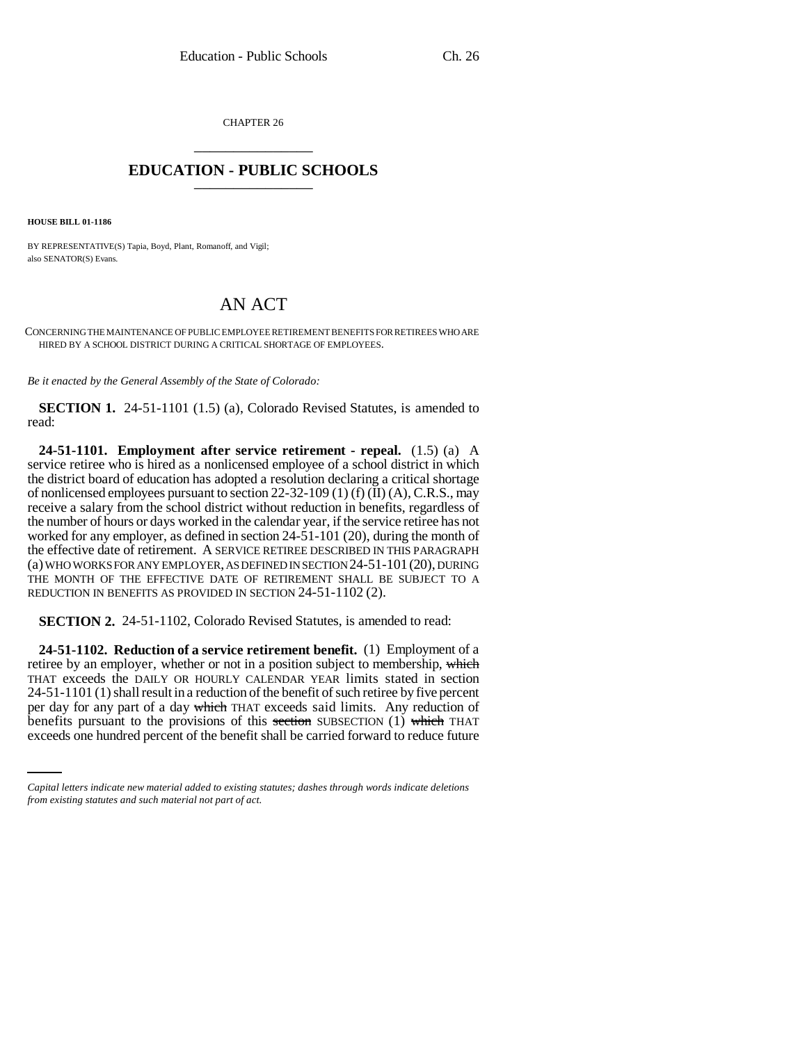CHAPTER 26

## EDUCATION - PUBLIC SCHOOLS

**HOUSE BILL 01-1186**

BY REPRESENTATIVE(S) Tapia, Boyd, Plant, Romanoff, and Vigil;
also SENATOR(S) Evans.

# AN ACT

CONCERNING THE MAINTENANCE OF PUBLIC EMPLOYEE RETIREMENT BENEFITS FOR RETIREES WHO ARE HIRED BY A SCHOOL DISTRICT DURING A CRITICAL SHORTAGE OF EMPLOYEES.

*Be it enacted by the General Assembly of the State of Colorado:*

**SECTION 1.** 24-51-1101 (1.5) (a), Colorado Revised Statutes, is amended to read:

**24-51-1101. Employment after service retirement - repeal.** (1.5) (a) A service retiree who is hired as a nonlicensed employee of a school district in which the district board of education has adopted a resolution declaring a critical shortage of nonlicensed employees pursuant to section 22-32-109 (1) (f) (II) (A), C.R.S., may receive a salary from the school district without reduction in benefits, regardless of the number of hours or days worked in the calendar year, if the service retiree has not worked for any employer, as defined in section 24-51-101 (20), during the month of the effective date of retirement. A SERVICE RETIREE DESCRIBED IN THIS PARAGRAPH (a) WHO WORKS FOR ANY EMPLOYER, AS DEFINED IN SECTION 24-51-101 (20), DURING THE MONTH OF THE EFFECTIVE DATE OF RETIREMENT SHALL BE SUBJECT TO A REDUCTION IN BENEFITS AS PROVIDED IN SECTION 24-51-1102 (2).

**SECTION 2.** 24-51-1102, Colorado Revised Statutes, is amended to read:

**24-51-1102. Reduction of a service retirement benefit.** (1) Employment of a retiree by an employer, whether or not in a position subject to membership, ~~which~~ THAT exceeds the DAILY OR HOURLY CALENDAR YEAR limits stated in section 24-51-1101 (1) shall result in a reduction of the benefit of such retiree by five percent per day for any part of a day ~~which~~ THAT exceeds said limits. Any reduction of benefits pursuant to the provisions of this ~~section~~ SUBSECTION (1) ~~which~~ THAT exceeds one hundred percent of the benefit shall be carried forward to reduce future

*Capital letters indicate new material added to existing statutes; dashes through words indicate deletions from existing statutes and such material not part of act.*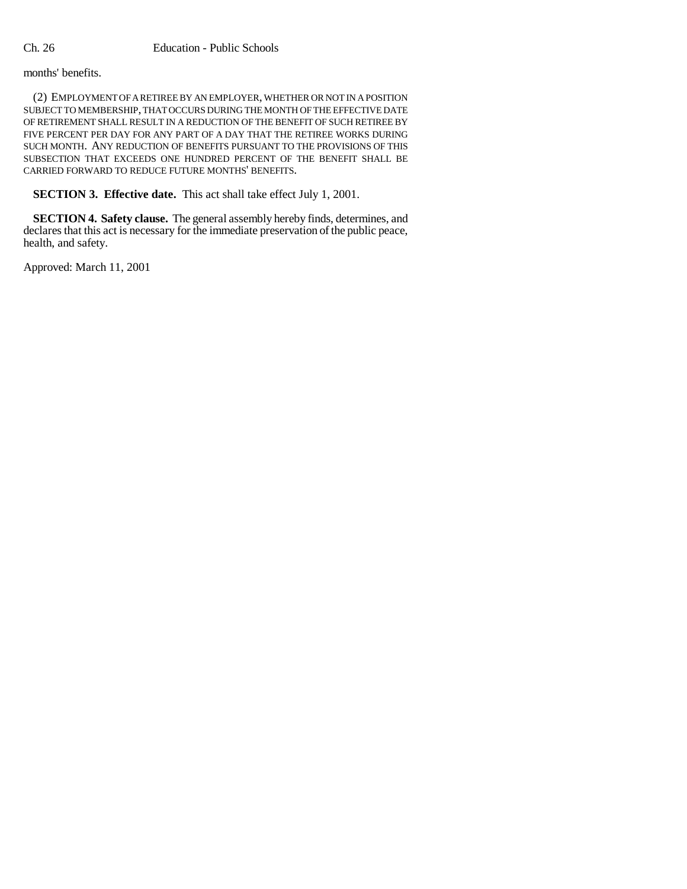months' benefits.

(2) EMPLOYMENT OF A RETIREE BY AN EMPLOYER, WHETHER OR NOT IN A POSITION SUBJECT TO MEMBERSHIP, THAT OCCURS DURING THE MONTH OF THE EFFECTIVE DATE OF RETIREMENT SHALL RESULT IN A REDUCTION OF THE BENEFIT OF SUCH RETIREE BY FIVE PERCENT PER DAY FOR ANY PART OF A DAY THAT THE RETIREE WORKS DURING SUCH MONTH. ANY REDUCTION OF BENEFITS PURSUANT TO THE PROVISIONS OF THIS SUBSECTION THAT EXCEEDS ONE HUNDRED PERCENT OF THE BENEFIT SHALL BE CARRIED FORWARD TO REDUCE FUTURE MONTHS' BENEFITS.

**SECTION 3. Effective date.** This act shall take effect July 1, 2001.

**SECTION 4. Safety clause.** The general assembly hereby finds, determines, and declares that this act is necessary for the immediate preservation of the public peace, health, and safety.

Approved: March 11, 2001